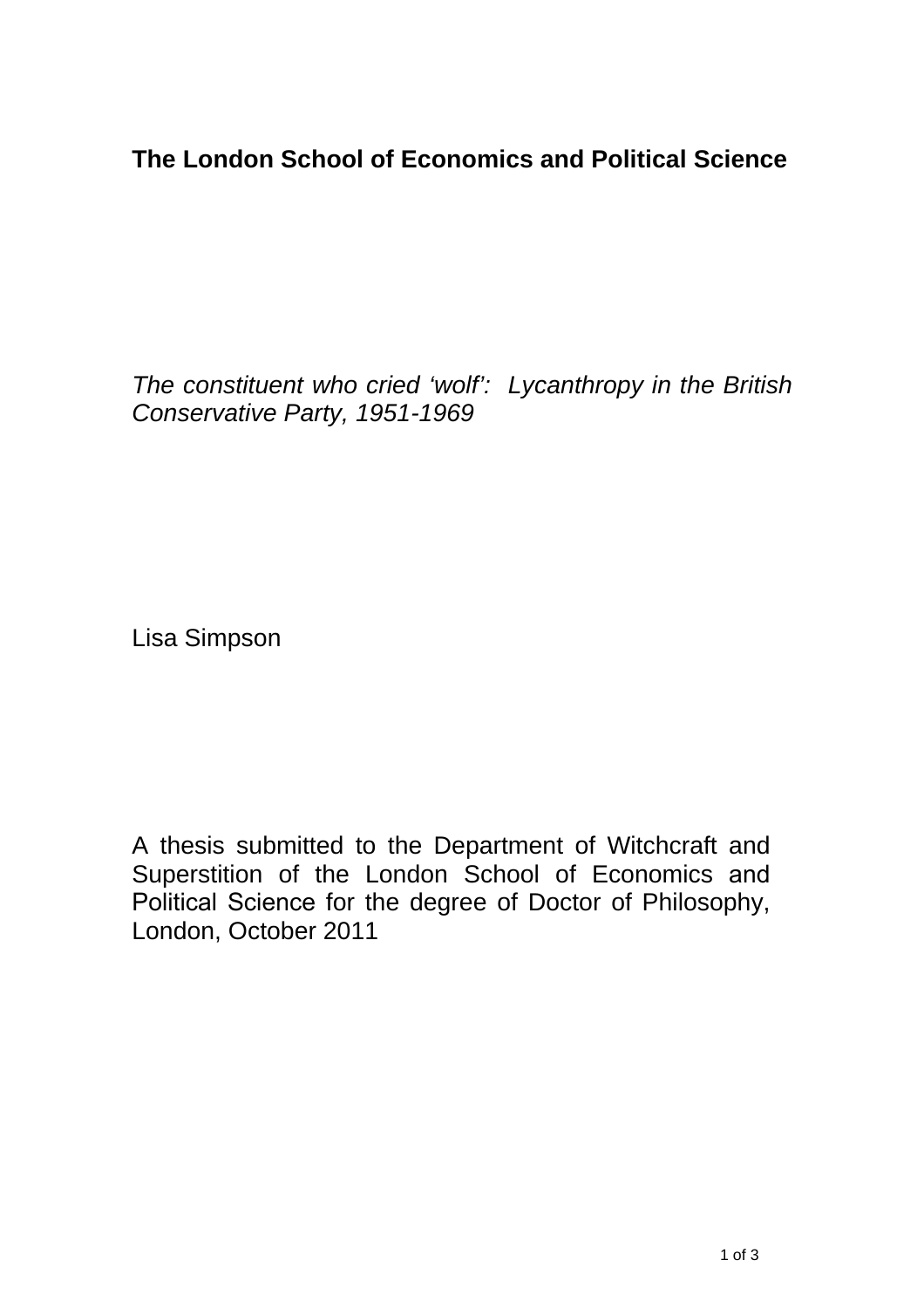**The London School of Economics and Political Science**

*The constituent who cried ‘wolf’: Lycanthropy in the British Conservative Party, 1951-1969*

Lisa Simpson

A thesis submitted to the Department of Witchcraft and Superstition of the London School of Economics and Political Science for the degree of Doctor of Philosophy, London, October 2011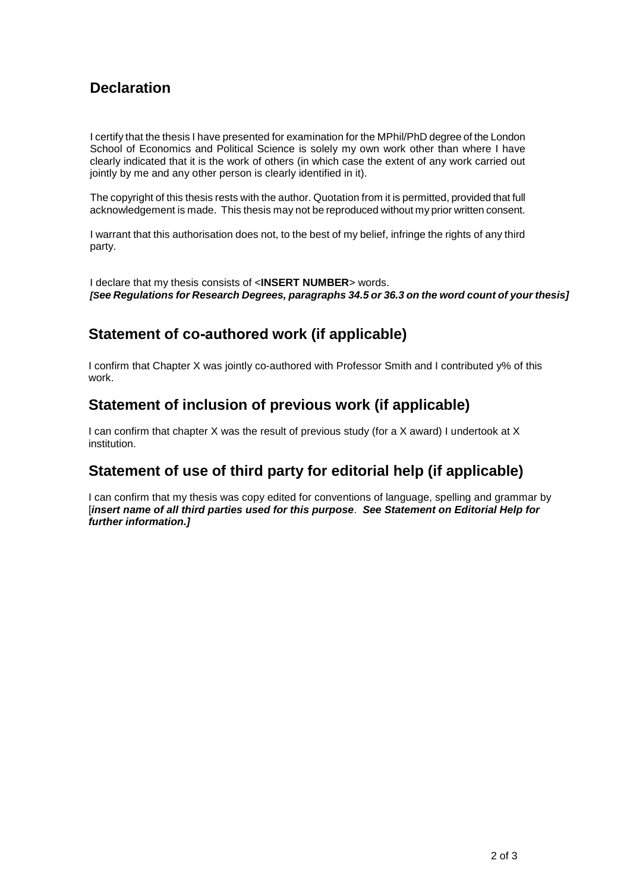## Declaration

I certify that the thesis I have presented for examination for the MPhil/PhD degree of the London School of Economics and Political Science is solely my own work other than where I have clearly indicated that it is the work of others (in which case the extent of any work carried out jointly by me and any other person is clearly identified in it).

The copyright of this thesis rests with the author. Quotation from it is permitted, provided that full acknowledgement is made. This thesis may not be reproduced without my prior written consent.

I warrant that this authorisation does not, to the best of my belief, infringe the rights of any third party.

I declare that my thesis consists of <**INSERT NUMBER**> words.
***[See Regulations for Research Degrees, paragraphs 34.5 or 36.3 on the word count of your thesis]***

## Statement of co-authored work (if applicable)

I confirm that Chapter X was jointly co-authored with Professor Smith and I contributed y% of this work.

## Statement of inclusion of previous work (if applicable)

I can confirm that chapter X was the result of previous study (for a X award) I undertook at X institution.

## Statement of use of third party for editorial help (if applicable)

I can confirm that my thesis was copy edited for conventions of language, spelling and grammar by [***insert name of all third parties used for this purpose***. ***See Statement on Editorial Help for further information.]***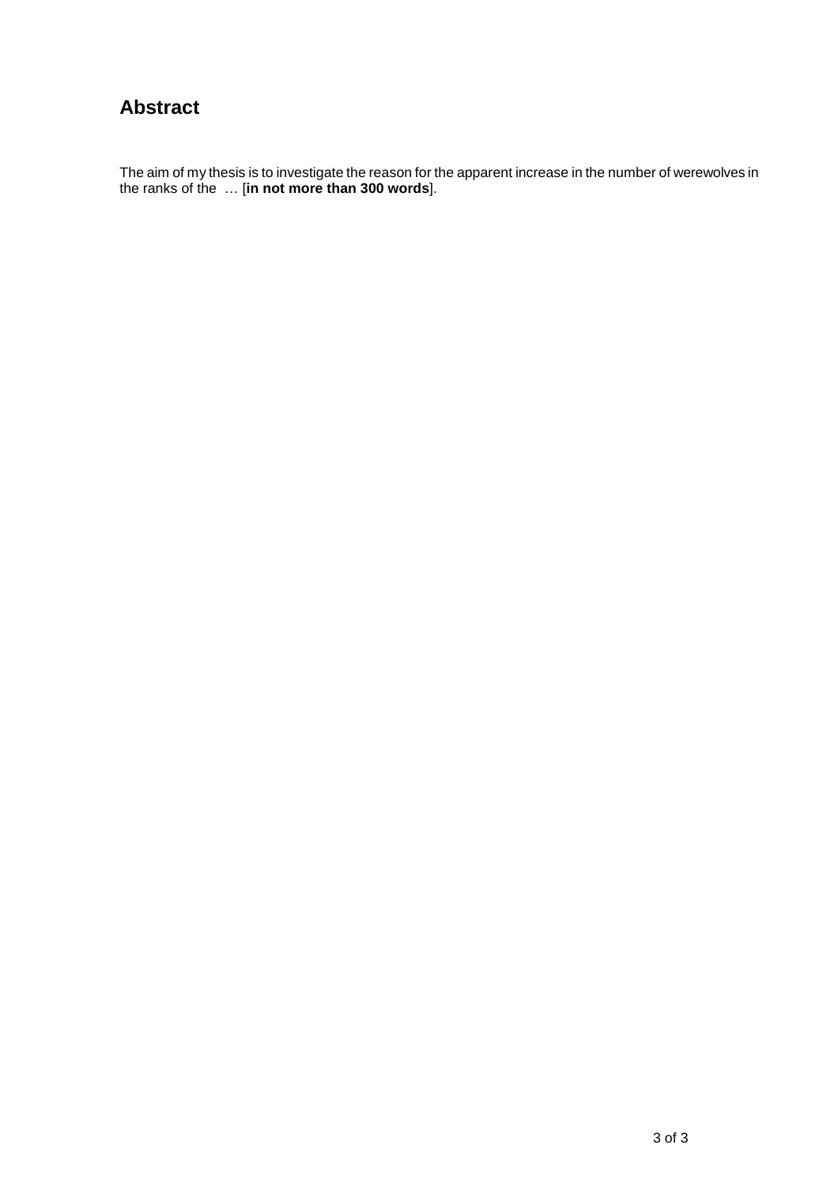## Abstract

The aim of my thesis is to investigate the reason for the apparent increase in the number of werewolves in the ranks of the … [**in not more than 300 words**].